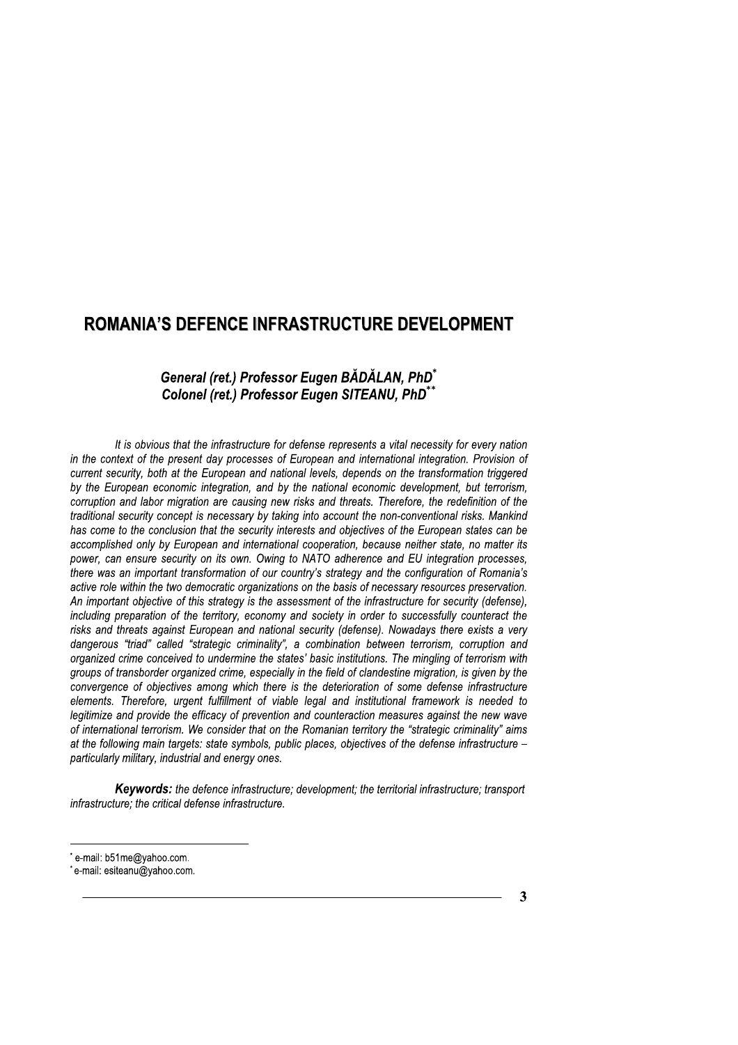# ROMANIA'S DEFENCE INFRASTRUCTURE DEVELOPMENT

***General (ret.) Professor Eugen BĂDĂLAN, PhD****
***Colonel (ret.) Professor Eugen SITEANU, PhD*****

*It is obvious that the infrastructure for defense represents a vital necessity for every nation in the context of the present day processes of European and international integration. Provision of current security, both at the European and national levels, depends on the transformation triggered by the European economic integration, and by the national economic development, but terrorism, corruption and labor migration are causing new risks and threats. Therefore, the redefinition of the traditional security concept is necessary by taking into account the non-conventional risks. Mankind has come to the conclusion that the security interests and objectives of the European states can be accomplished only by European and international cooperation, because neither state, no matter its power, can ensure security on its own. Owing to NATO adherence and EU integration processes, there was an important transformation of our country's strategy and the configuration of Romania's active role within the two democratic organizations on the basis of necessary resources preservation. An important objective of this strategy is the assessment of the infrastructure for security (defense), including preparation of the territory, economy and society in order to successfully counteract the risks and threats against European and national security (defense). Nowadays there exists a very dangerous "triad" called "strategic criminality", a combination between terrorism, corruption and organized crime conceived to undermine the states' basic institutions. The mingling of terrorism with groups of transborder organized crime, especially in the field of clandestine migration, is given by the convergence of objectives among which there is the deterioration of some defense infrastructure elements. Therefore, urgent fulfillment of viable legal and institutional framework is needed to legitimize and provide the efficacy of prevention and counteraction measures against the new wave of international terrorism. We consider that on the Romanian territory the "strategic criminality" aims at the following main targets: state symbols, public places, objectives of the defense infrastructure – particularly military, industrial and energy ones.*

***Keywords:*** *the defence infrastructure; development; the territorial infrastructure; transport infrastructure; the critical defense infrastructure.*

---

\* e-mail: b51me@yahoo.com.

\* e-mail: esiteanu@yahoo.com.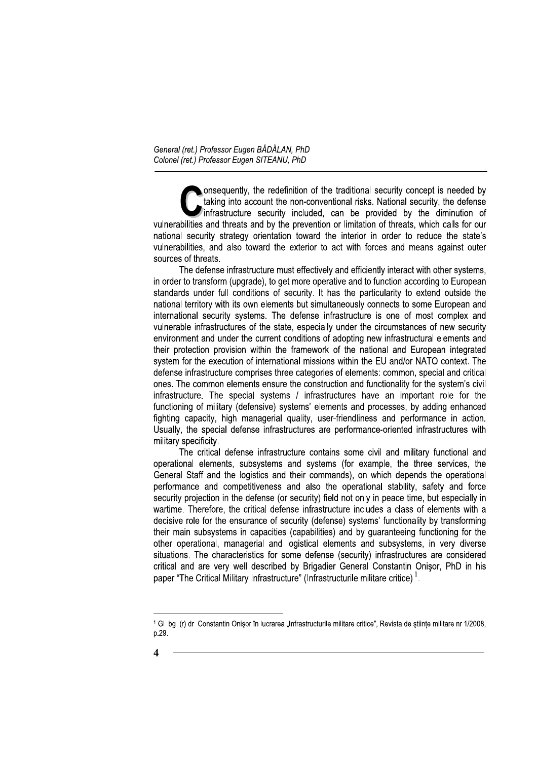Consequently, the redefinition of the traditional security concept is needed by taking into account the non-conventional risks. National security, the defense infrastructure security included, can be provided by the diminution of vulnerabilities and threats and by the prevention or limitation of threats, which calls for our national security strategy orientation toward the interior in order to reduce the state's vulnerabilities, and also toward the exterior to act with forces and means against outer sources of threats.

The defense infrastructure must effectively and efficiently interact with other systems, in order to transform (upgrade), to get more operative and to function according to European standards under full conditions of security. It has the particularity to extend outside the national territory with its own elements but simultaneously connects to some European and international security systems. The defense infrastructure is one of most complex and vulnerable infrastructures of the state, especially under the circumstances of new security environment and under the current conditions of adopting new infrastructural elements and their protection provision within the framework of the national and European integrated system for the execution of international missions within the EU and/or NATO context. The defense infrastructure comprises three categories of elements: common, special and critical ones. The common elements ensure the construction and functionality for the system's civil infrastructure. The special systems / infrastructures have an important role for the functioning of military (defensive) systems' elements and processes, by adding enhanced fighting capacity, high managerial quality, user-friendliness and performance in action. Usually, the special defense infrastructures are performance-oriented infrastructures with military specificity.

The critical defense infrastructure contains some civil and military functional and operational elements, subsystems and systems (for example, the three services, the General Staff and the logistics and their commands), on which depends the operational performance and competitiveness and also the operational stability, safety and force security projection in the defense (or security) field not only in peace time, but especially in wartime. Therefore, the critical defense infrastructure includes a class of elements with a decisive role for the ensurance of security (defense) systems' functionality by transforming their main subsystems in capacities (capabilities) and by guaranteeing functioning for the other operational, managerial and logistical elements and subsystems, in very diverse situations. The characteristics for some defense (security) infrastructures are considered critical and are very well described by Brigadier General Constantin Onişor, PhD in his paper "The Critical Military Infrastructure" (Infrastructurile militare critice) [1].

---

[1] Gl. bg. (r) dr. Constantin Onişor în lucrarea „Infrastructurile militare critice", Revista de ştiinţe militare nr.1/2008, p.29.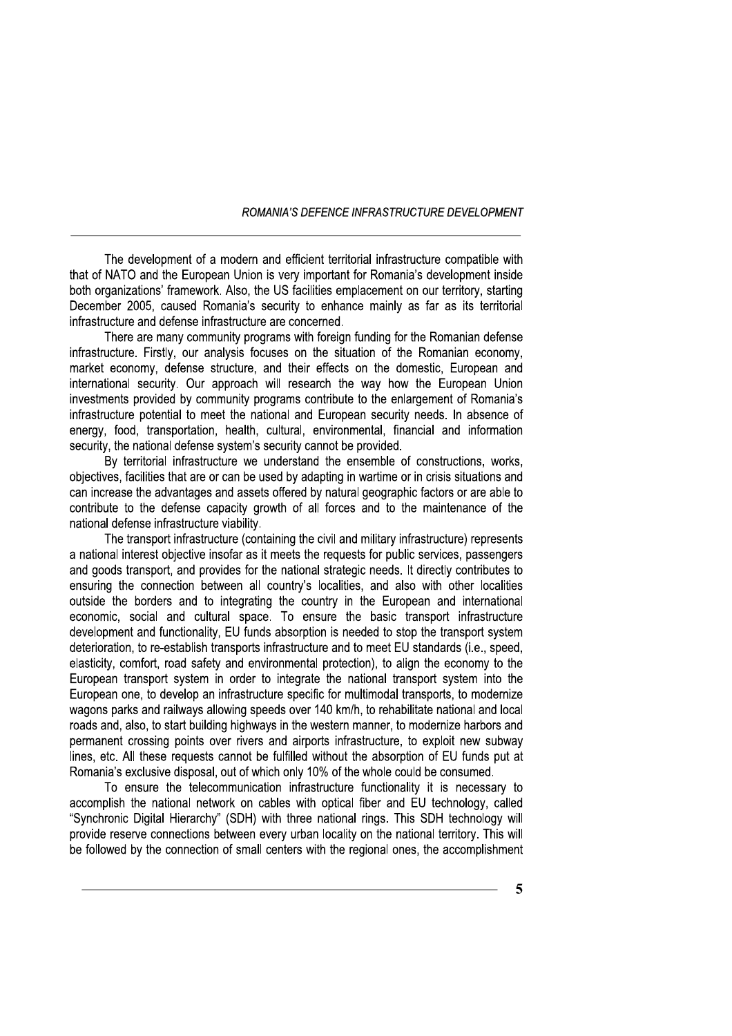The development of a modern and efficient territorial infrastructure compatible with that of NATO and the European Union is very important for Romania's development inside both organizations' framework. Also, the US facilities emplacement on our territory, starting December 2005, caused Romania's security to enhance mainly as far as its territorial infrastructure and defense infrastructure are concerned.

There are many community programs with foreign funding for the Romanian defense infrastructure. Firstly, our analysis focuses on the situation of the Romanian economy, market economy, defense structure, and their effects on the domestic, European and international security. Our approach will research the way how the European Union investments provided by community programs contribute to the enlargement of Romania's infrastructure potential to meet the national and European security needs. In absence of energy, food, transportation, health, cultural, environmental, financial and information security, the national defense system's security cannot be provided.

By territorial infrastructure we understand the ensemble of constructions, works, objectives, facilities that are or can be used by adapting in wartime or in crisis situations and can increase the advantages and assets offered by natural geographic factors or are able to contribute to the defense capacity growth of all forces and to the maintenance of the national defense infrastructure viability.

The transport infrastructure (containing the civil and military infrastructure) represents a national interest objective insofar as it meets the requests for public services, passengers and goods transport, and provides for the national strategic needs. It directly contributes to ensuring the connection between all country's localities, and also with other localities outside the borders and to integrating the country in the European and international economic, social and cultural space. To ensure the basic transport infrastructure development and functionality, EU funds absorption is needed to stop the transport system deterioration, to re-establish transports infrastructure and to meet EU standards (i.e., speed, elasticity, comfort, road safety and environmental protection), to align the economy to the European transport system in order to integrate the national transport system into the European one, to develop an infrastructure specific for multimodal transports, to modernize wagons parks and railways allowing speeds over 140 km/h, to rehabilitate national and local roads and, also, to start building highways in the western manner, to modernize harbors and permanent crossing points over rivers and airports infrastructure, to exploit new subway lines, etc. All these requests cannot be fulfilled without the absorption of EU funds put at Romania's exclusive disposal, out of which only 10% of the whole could be consumed.

To ensure the telecommunication infrastructure functionality it is necessary to accomplish the national network on cables with optical fiber and EU technology, called "Synchronic Digital Hierarchy" (SDH) with three national rings. This SDH technology will provide reserve connections between every urban locality on the national territory. This will be followed by the connection of small centers with the regional ones, the accomplishment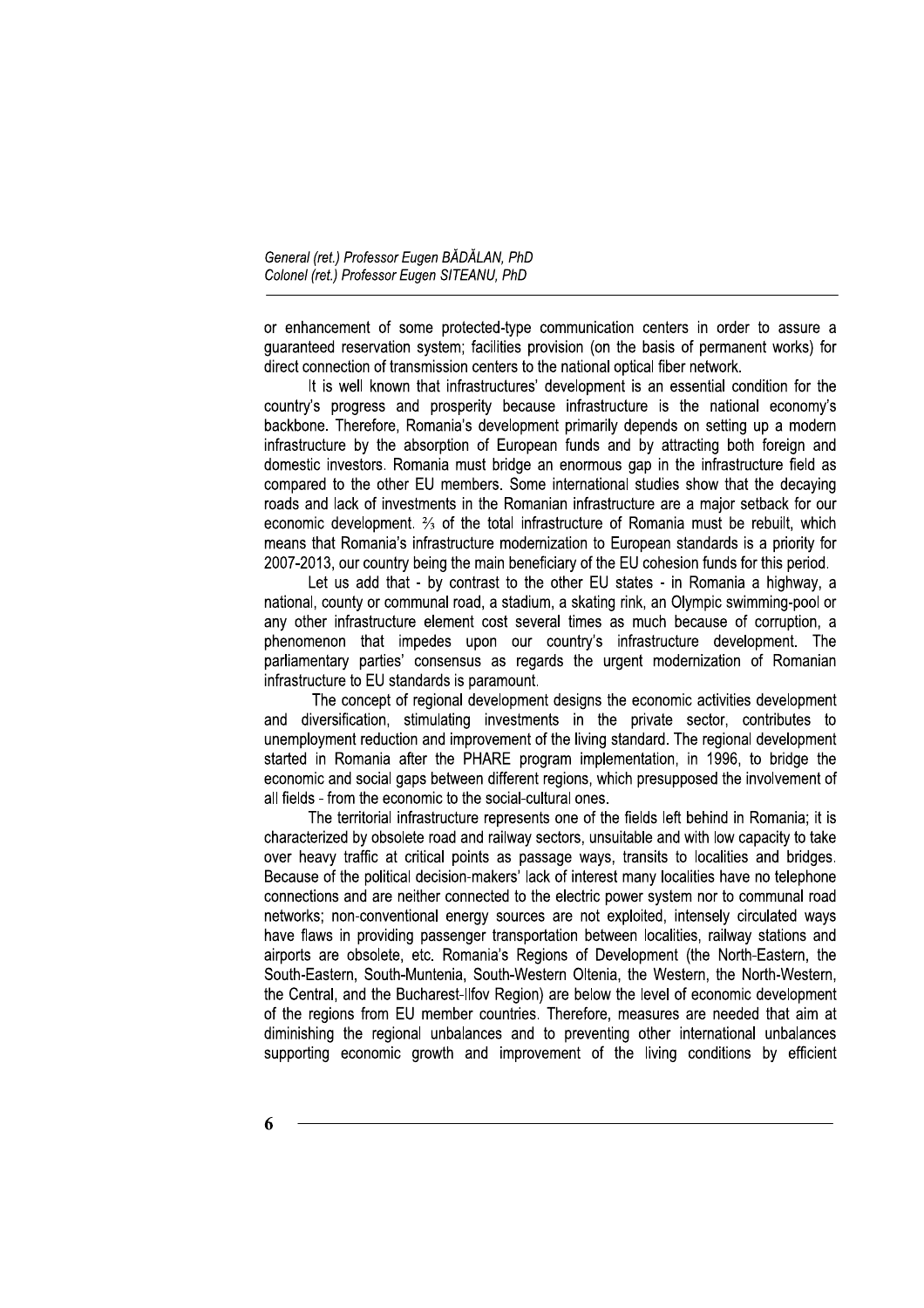or enhancement of some protected-type communication centers in order to assure a guaranteed reservation system; facilities provision (on the basis of permanent works) for direct connection of transmission centers to the national optical fiber network.

It is well known that infrastructures' development is an essential condition for the country's progress and prosperity because infrastructure is the national economy's backbone. Therefore, Romania's development primarily depends on setting up a modern infrastructure by the absorption of European funds and by attracting both foreign and domestic investors. Romania must bridge an enormous gap in the infrastructure field as compared to the other EU members. Some international studies show that the decaying roads and lack of investments in the Romanian infrastructure are a major setback for our economic development. ⅔ of the total infrastructure of Romania must be rebuilt, which means that Romania's infrastructure modernization to European standards is a priority for 2007-2013, our country being the main beneficiary of the EU cohesion funds for this period.

Let us add that - by contrast to the other EU states - in Romania a highway, a national, county or communal road, a stadium, a skating rink, an Olympic swimming-pool or any other infrastructure element cost several times as much because of corruption, a phenomenon that impedes upon our country's infrastructure development. The parliamentary parties' consensus as regards the urgent modernization of Romanian infrastructure to EU standards is paramount.

The concept of regional development designs the economic activities development and diversification, stimulating investments in the private sector, contributes to unemployment reduction and improvement of the living standard. The regional development started in Romania after the PHARE program implementation, in 1996, to bridge the economic and social gaps between different regions, which presupposed the involvement of all fields - from the economic to the social-cultural ones.

The territorial infrastructure represents one of the fields left behind in Romania; it is characterized by obsolete road and railway sectors, unsuitable and with low capacity to take over heavy traffic at critical points as passage ways, transits to localities and bridges. Because of the political decision-makers' lack of interest many localities have no telephone connections and are neither connected to the electric power system nor to communal road networks; non-conventional energy sources are not exploited, intensely circulated ways have flaws in providing passenger transportation between localities, railway stations and airports are obsolete, etc. Romania's Regions of Development (the North-Eastern, the South-Eastern, South-Muntenia, South-Western Oltenia, the Western, the North-Western, the Central, and the Bucharest-Ilfov Region) are below the level of economic development of the regions from EU member countries. Therefore, measures are needed that aim at diminishing the regional unbalances and to preventing other international unbalances supporting economic growth and improvement of the living conditions by efficient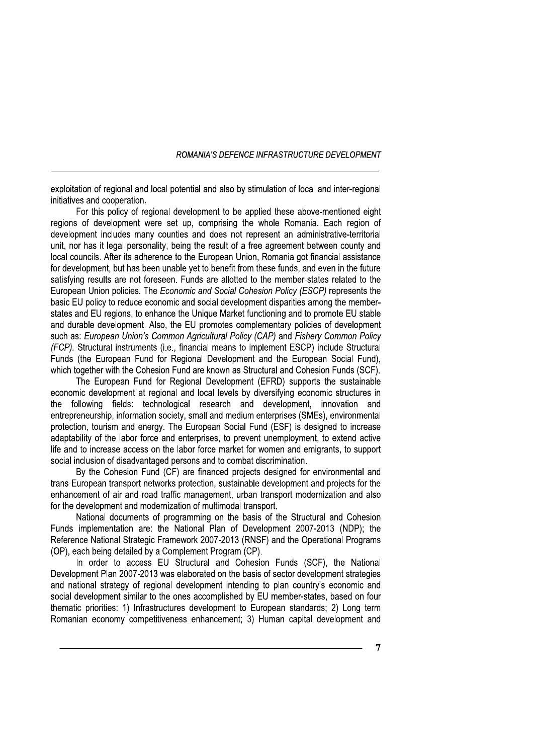exploitation of regional and local potential and also by stimulation of local and inter-regional initiatives and cooperation.

For this policy of regional development to be applied these above-mentioned eight regions of development were set up, comprising the whole Romania. Each region of development includes many counties and does not represent an administrative-territorial unit, nor has it legal personality, being the result of a free agreement between county and local councils. After its adherence to the European Union, Romania got financial assistance for development, but has been unable yet to benefit from these funds, and even in the future satisfying results are not foreseen. Funds are allotted to the member-states related to the European Union policies. The *Economic and Social Cohesion Policy (ESCP)* represents the basic EU policy to reduce economic and social development disparities among the member-states and EU regions, to enhance the Unique Market functioning and to promote EU stable and durable development. Also, the EU promotes complementary policies of development such as: *European Union's Common Agricultural Policy (CAP)* and *Fishery Common Policy (FCP)*. Structural instruments (i.e., financial means to implement ESCP) include Structural Funds (the European Fund for Regional Development and the European Social Fund), which together with the Cohesion Fund are known as Structural and Cohesion Funds (SCF).

The European Fund for Regional Development (EFRD) supports the sustainable economic development at regional and local levels by diversifying economic structures in the following fields: technological research and development, innovation and entrepreneurship, information society, small and medium enterprises (SMEs), environmental protection, tourism and energy. The European Social Fund (ESF) is designed to increase adaptability of the labor force and enterprises, to prevent unemployment, to extend active life and to increase access on the labor force market for women and emigrants, to support social inclusion of disadvantaged persons and to combat discrimination.

By the Cohesion Fund (CF) are financed projects designed for environmental and trans-European transport networks protection, sustainable development and projects for the enhancement of air and road traffic management, urban transport modernization and also for the development and modernization of multimodal transport.

National documents of programming on the basis of the Structural and Cohesion Funds implementation are: the National Plan of Development 2007-2013 (NDP); the Reference National Strategic Framework 2007-2013 (RNSF) and the Operational Programs (OP), each being detailed by a Complement Program (CP).

In order to access EU Structural and Cohesion Funds (SCF), the National Development Plan 2007-2013 was elaborated on the basis of sector development strategies and national strategy of regional development intending to plan country's economic and social development similar to the ones accomplished by EU member-states, based on four thematic priorities: 1) Infrastructures development to European standards; 2) Long term Romanian economy competitiveness enhancement; 3) Human capital development and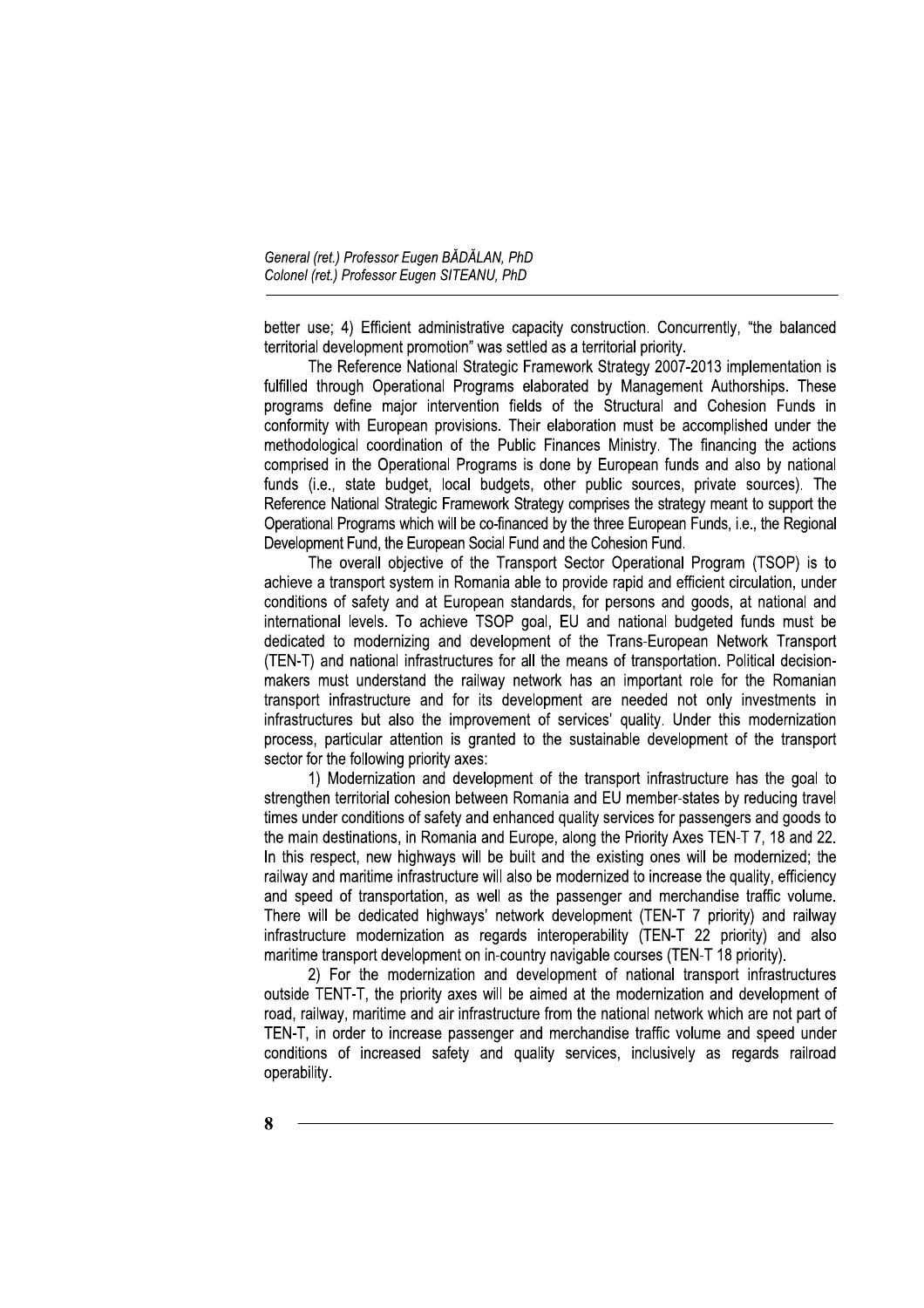better use; 4) Efficient administrative capacity construction. Concurrently, "the balanced territorial development promotion" was settled as a territorial priority.

The Reference National Strategic Framework Strategy 2007-2013 implementation is fulfilled through Operational Programs elaborated by Management Authorships. These programs define major intervention fields of the Structural and Cohesion Funds in conformity with European provisions. Their elaboration must be accomplished under the methodological coordination of the Public Finances Ministry. The financing the actions comprised in the Operational Programs is done by European funds and also by national funds (i.e., state budget, local budgets, other public sources, private sources). The Reference National Strategic Framework Strategy comprises the strategy meant to support the Operational Programs which will be co-financed by the three European Funds, i.e., the Regional Development Fund, the European Social Fund and the Cohesion Fund.

The overall objective of the Transport Sector Operational Program (TSOP) is to achieve a transport system in Romania able to provide rapid and efficient circulation, under conditions of safety and at European standards, for persons and goods, at national and international levels. To achieve TSOP goal, EU and national budgeted funds must be dedicated to modernizing and development of the Trans-European Network Transport (TEN-T) and national infrastructures for all the means of transportation. Political decision-makers must understand the railway network has an important role for the Romanian transport infrastructure and for its development are needed not only investments in infrastructures but also the improvement of services' quality. Under this modernization process, particular attention is granted to the sustainable development of the transport sector for the following priority axes:

1) Modernization and development of the transport infrastructure has the goal to strengthen territorial cohesion between Romania and EU member-states by reducing travel times under conditions of safety and enhanced quality services for passengers and goods to the main destinations, in Romania and Europe, along the Priority Axes TEN-T 7, 18 and 22. In this respect, new highways will be built and the existing ones will be modernized; the railway and maritime infrastructure will also be modernized to increase the quality, efficiency and speed of transportation, as well as the passenger and merchandise traffic volume. There will be dedicated highways' network development (TEN-T 7 priority) and railway infrastructure modernization as regards interoperability (TEN-T 22 priority) and also maritime transport development on in-country navigable courses (TEN-T 18 priority).

2) For the modernization and development of national transport infrastructures outside TENT-T, the priority axes will be aimed at the modernization and development of road, railway, maritime and air infrastructure from the national network which are not part of TEN-T, in order to increase passenger and merchandise traffic volume and speed under conditions of increased safety and quality services, inclusively as regards railroad operability.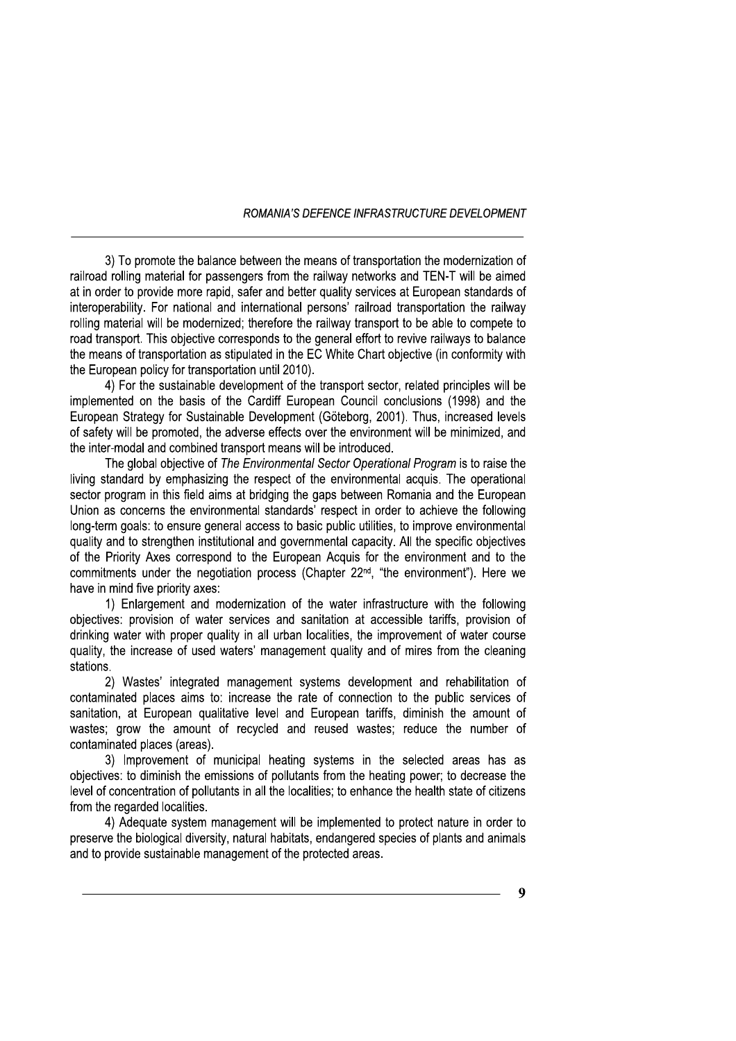3) To promote the balance between the means of transportation the modernization of railroad rolling material for passengers from the railway networks and TEN-T will be aimed at in order to provide more rapid, safer and better quality services at European standards of interoperability. For national and international persons' railroad transportation the railway rolling material will be modernized; therefore the railway transport to be able to compete to road transport. This objective corresponds to the general effort to revive railways to balance the means of transportation as stipulated in the EC White Chart objective (in conformity with the European policy for transportation until 2010).

4) For the sustainable development of the transport sector, related principles will be implemented on the basis of the Cardiff European Council conclusions (1998) and the European Strategy for Sustainable Development (Göteborg, 2001). Thus, increased levels of safety will be promoted, the adverse effects over the environment will be minimized, and the inter-modal and combined transport means will be introduced.

The global objective of *The Environmental Sector Operational Program* is to raise the living standard by emphasizing the respect of the environmental acquis. The operational sector program in this field aims at bridging the gaps between Romania and the European Union as concerns the environmental standards' respect in order to achieve the following long-term goals: to ensure general access to basic public utilities, to improve environmental quality and to strengthen institutional and governmental capacity. All the specific objectives of the Priority Axes correspond to the European Acquis for the environment and to the commitments under the negotiation process (Chapter 22nd, "the environment"). Here we have in mind five priority axes:

1) Enlargement and modernization of the water infrastructure with the following objectives: provision of water services and sanitation at accessible tariffs, provision of drinking water with proper quality in all urban localities, the improvement of water course quality, the increase of used waters' management quality and of mires from the cleaning stations.

2) Wastes' integrated management systems development and rehabilitation of contaminated places aims to: increase the rate of connection to the public services of sanitation, at European qualitative level and European tariffs, diminish the amount of wastes; grow the amount of recycled and reused wastes; reduce the number of contaminated places (areas).

3) Improvement of municipal heating systems in the selected areas has as objectives: to diminish the emissions of pollutants from the heating power; to decrease the level of concentration of pollutants in all the localities; to enhance the health state of citizens from the regarded localities.

4) Adequate system management will be implemented to protect nature in order to preserve the biological diversity, natural habitats, endangered species of plants and animals and to provide sustainable management of the protected areas.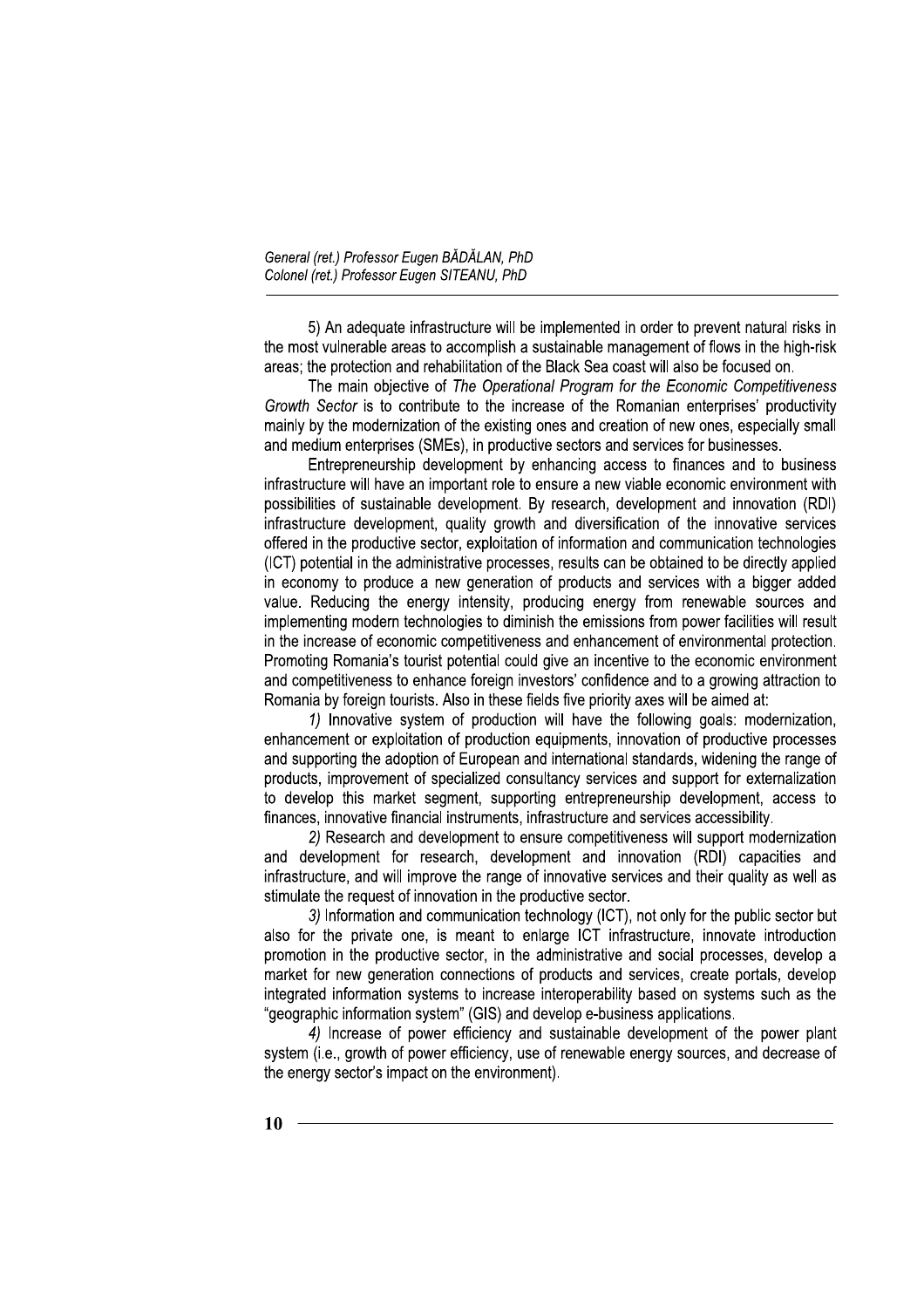5) An adequate infrastructure will be implemented in order to prevent natural risks in the most vulnerable areas to accomplish a sustainable management of flows in the high-risk areas; the protection and rehabilitation of the Black Sea coast will also be focused on.

The main objective of *The Operational Program for the Economic Competitiveness Growth Sector* is to contribute to the increase of the Romanian enterprises' productivity mainly by the modernization of the existing ones and creation of new ones, especially small and medium enterprises (SMEs), in productive sectors and services for businesses.

Entrepreneurship development by enhancing access to finances and to business infrastructure will have an important role to ensure a new viable economic environment with possibilities of sustainable development. By research, development and innovation (RDI) infrastructure development, quality growth and diversification of the innovative services offered in the productive sector, exploitation of information and communication technologies (ICT) potential in the administrative processes, results can be obtained to be directly applied in economy to produce a new generation of products and services with a bigger added value. Reducing the energy intensity, producing energy from renewable sources and implementing modern technologies to diminish the emissions from power facilities will result in the increase of economic competitiveness and enhancement of environmental protection. Promoting Romania's tourist potential could give an incentive to the economic environment and competitiveness to enhance foreign investors' confidence and to a growing attraction to Romania by foreign tourists. Also in these fields five priority axes will be aimed at:

*1)* Innovative system of production will have the following goals: modernization, enhancement or exploitation of production equipments, innovation of productive processes and supporting the adoption of European and international standards, widening the range of products, improvement of specialized consultancy services and support for externalization to develop this market segment, supporting entrepreneurship development, access to finances, innovative financial instruments, infrastructure and services accessibility.

*2)* Research and development to ensure competitiveness will support modernization and development for research, development and innovation (RDI) capacities and infrastructure, and will improve the range of innovative services and their quality as well as stimulate the request of innovation in the productive sector.

*3)* Information and communication technology (ICT), not only for the public sector but also for the private one, is meant to enlarge ICT infrastructure, innovate introduction promotion in the productive sector, in the administrative and social processes, develop a market for new generation connections of products and services, create portals, develop integrated information systems to increase interoperability based on systems such as the "geographic information system" (GIS) and develop e-business applications.

*4)* Increase of power efficiency and sustainable development of the power plant system (i.e., growth of power efficiency, use of renewable energy sources, and decrease of the energy sector's impact on the environment).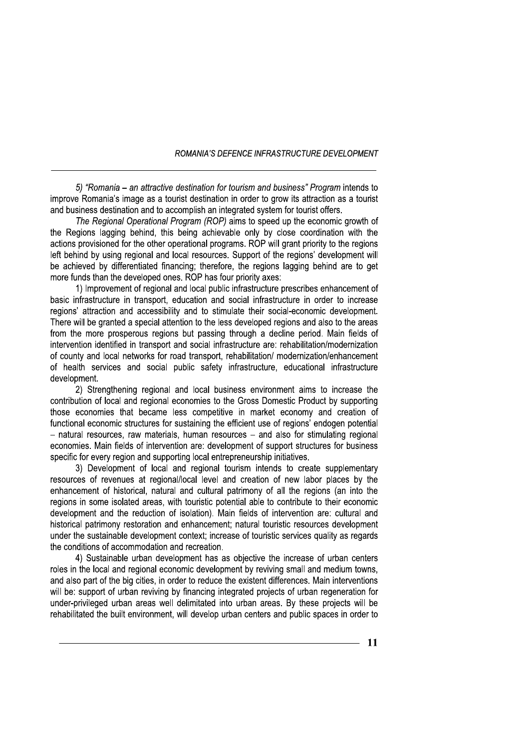*5) "Romania – an attractive destination for tourism and business" Program* intends to improve Romania's image as a tourist destination in order to grow its attraction as a tourist and business destination and to accomplish an integrated system for tourist offers.

*The Regional Operational Program (ROP)* aims to speed up the economic growth of the Regions lagging behind, this being achievable only by close coordination with the actions provisioned for the other operational programs. ROP will grant priority to the regions left behind by using regional and local resources. Support of the regions' development will be achieved by differentiated financing; therefore, the regions lagging behind are to get more funds than the developed ones. ROP has four priority axes:

1) Improvement of regional and local public infrastructure prescribes enhancement of basic infrastructure in transport, education and social infrastructure in order to increase regions' attraction and accessibility and to stimulate their social-economic development. There will be granted a special attention to the less developed regions and also to the areas from the more prosperous regions but passing through a decline period. Main fields of intervention identified in transport and social infrastructure are: rehabilitation/modernization of county and local networks for road transport, rehabilitation/ modernization/enhancement of health services and social public safety infrastructure, educational infrastructure development.

2) Strengthening regional and local business environment aims to increase the contribution of local and regional economies to the Gross Domestic Product by supporting those economies that became less competitive in market economy and creation of functional economic structures for sustaining the efficient use of regions' endogen potential – natural resources, raw materials, human resources – and also for stimulating regional economies. Main fields of intervention are: development of support structures for business specific for every region and supporting local entrepreneurship initiatives.

3) Development of local and regional tourism intends to create supplementary resources of revenues at regional/local level and creation of new labor places by the enhancement of historical, natural and cultural patrimony of all the regions (an into the regions in some isolated areas, with touristic potential able to contribute to their economic development and the reduction of isolation). Main fields of intervention are: cultural and historical patrimony restoration and enhancement; natural touristic resources development under the sustainable development context; increase of touristic services quality as regards the conditions of accommodation and recreation.

4) Sustainable urban development has as objective the increase of urban centers roles in the local and regional economic development by reviving small and medium towns, and also part of the big cities, in order to reduce the existent differences. Main interventions will be: support of urban reviving by financing integrated projects of urban regeneration for under-privileged urban areas well delimitated into urban areas. By these projects will be rehabilitated the built environment, will develop urban centers and public spaces in order to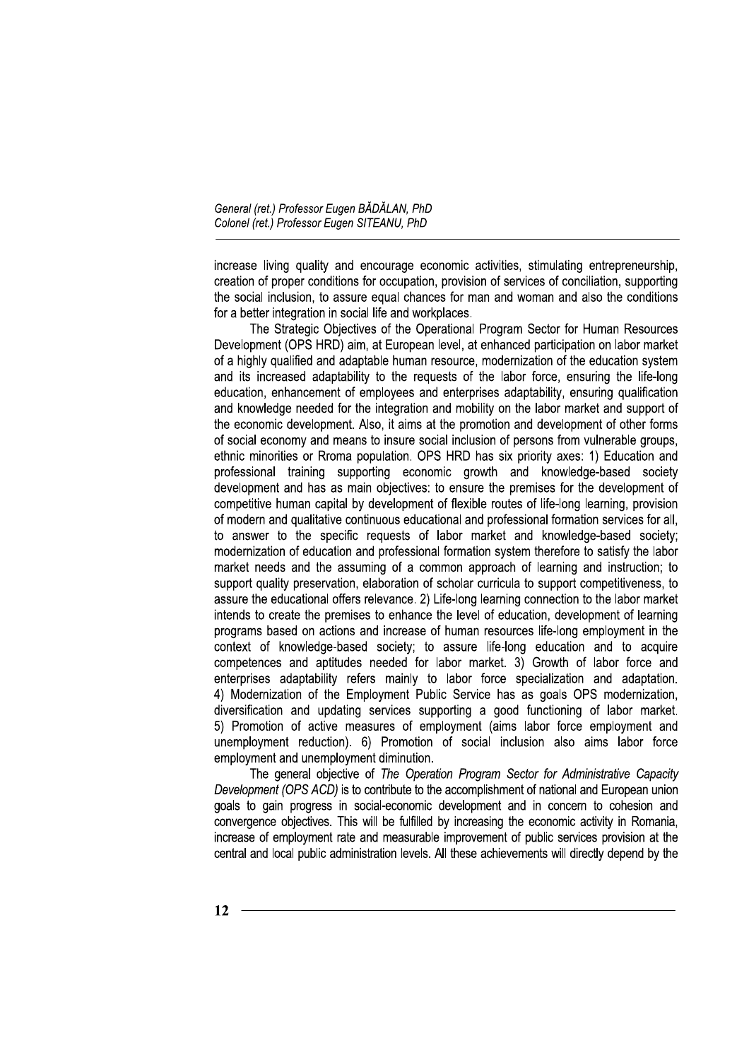increase living quality and encourage economic activities, stimulating entrepreneurship, creation of proper conditions for occupation, provision of services of conciliation, supporting the social inclusion, to assure equal chances for man and woman and also the conditions for a better integration in social life and workplaces.

The Strategic Objectives of the Operational Program Sector for Human Resources Development (OPS HRD) aim, at European level, at enhanced participation on labor market of a highly qualified and adaptable human resource, modernization of the education system and its increased adaptability to the requests of the labor force, ensuring the life-long education, enhancement of employees and enterprises adaptability, ensuring qualification and knowledge needed for the integration and mobility on the labor market and support of the economic development. Also, it aims at the promotion and development of other forms of social economy and means to insure social inclusion of persons from vulnerable groups, ethnic minorities or Rroma population. OPS HRD has six priority axes: 1) Education and professional training supporting economic growth and knowledge-based society development and has as main objectives: to ensure the premises for the development of competitive human capital by development of flexible routes of life-long learning, provision of modern and qualitative continuous educational and professional formation services for all, to answer to the specific requests of labor market and knowledge-based society; modernization of education and professional formation system therefore to satisfy the labor market needs and the assuming of a common approach of learning and instruction; to support quality preservation, elaboration of scholar curricula to support competitiveness, to assure the educational offers relevance. 2) Life-long learning connection to the labor market intends to create the premises to enhance the level of education, development of learning programs based on actions and increase of human resources life-long employment in the context of knowledge-based society; to assure life-long education and to acquire competences and aptitudes needed for labor market. 3) Growth of labor force and enterprises adaptability refers mainly to labor force specialization and adaptation. 4) Modernization of the Employment Public Service has as goals OPS modernization, diversification and updating services supporting a good functioning of labor market. 5) Promotion of active measures of employment (aims labor force employment and unemployment reduction). 6) Promotion of social inclusion also aims labor force employment and unemployment diminution.

The general objective of *The Operation Program Sector for Administrative Capacity Development (OPS ACD)* is to contribute to the accomplishment of national and European union goals to gain progress in social-economic development and in concern to cohesion and convergence objectives. This will be fulfilled by increasing the economic activity in Romania, increase of employment rate and measurable improvement of public services provision at the central and local public administration levels. All these achievements will directly depend by the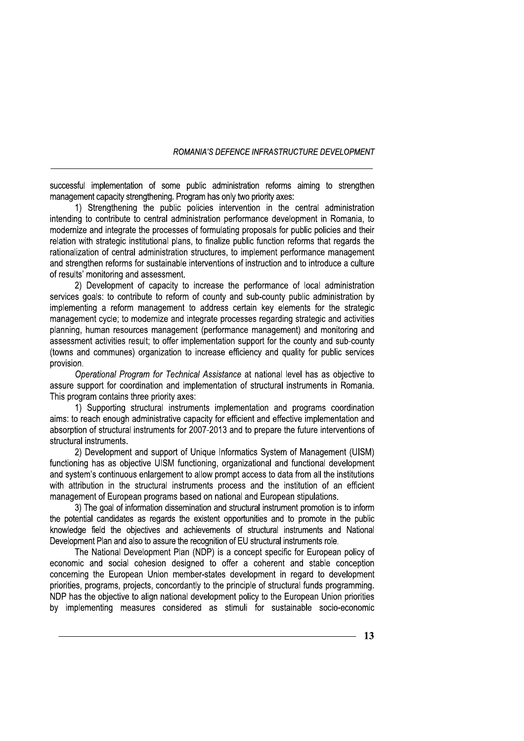successful implementation of some public administration reforms aiming to strengthen management capacity strengthening. Program has only two priority axes:

1) Strengthening the public policies intervention in the central administration intending to contribute to central administration performance development in Romania, to modernize and integrate the processes of formulating proposals for public policies and their relation with strategic institutional plans, to finalize public function reforms that regards the rationalization of central administration structures, to implement performance management and strengthen reforms for sustainable interventions of instruction and to introduce a culture of results' monitoring and assessment.

2) Development of capacity to increase the performance of local administration services goals: to contribute to reform of county and sub-county public administration by implementing a reform management to address certain key elements for the strategic management cycle; to modernize and integrate processes regarding strategic and activities planning, human resources management (performance management) and monitoring and assessment activities result; to offer implementation support for the county and sub-county (towns and communes) organization to increase efficiency and quality for public services provision.

*Operational Program for Technical Assistance* at national level has as objective to assure support for coordination and implementation of structural instruments in Romania. This program contains three priority axes:

1) Supporting structural instruments implementation and programs coordination aims: to reach enough administrative capacity for efficient and effective implementation and absorption of structural instruments for 2007-2013 and to prepare the future interventions of structural instruments.

2) Development and support of Unique Informatics System of Management (UISM) functioning has as objective UISM functioning, organizational and functional development and system's continuous enlargement to allow prompt access to data from all the institutions with attribution in the structural instruments process and the institution of an efficient management of European programs based on national and European stipulations.

3) The goal of information dissemination and structural instrument promotion is to inform the potential candidates as regards the existent opportunities and to promote in the public knowledge field the objectives and achievements of structural instruments and National Development Plan and also to assure the recognition of EU structural instruments role.

The National Development Plan (NDP) is a concept specific for European policy of economic and social cohesion designed to offer a coherent and stable conception concerning the European Union member-states development in regard to development priorities, programs, projects, concordantly to the principle of structural funds programming. NDP has the objective to align national development policy to the European Union priorities by implementing measures considered as stimuli for sustainable socio-economic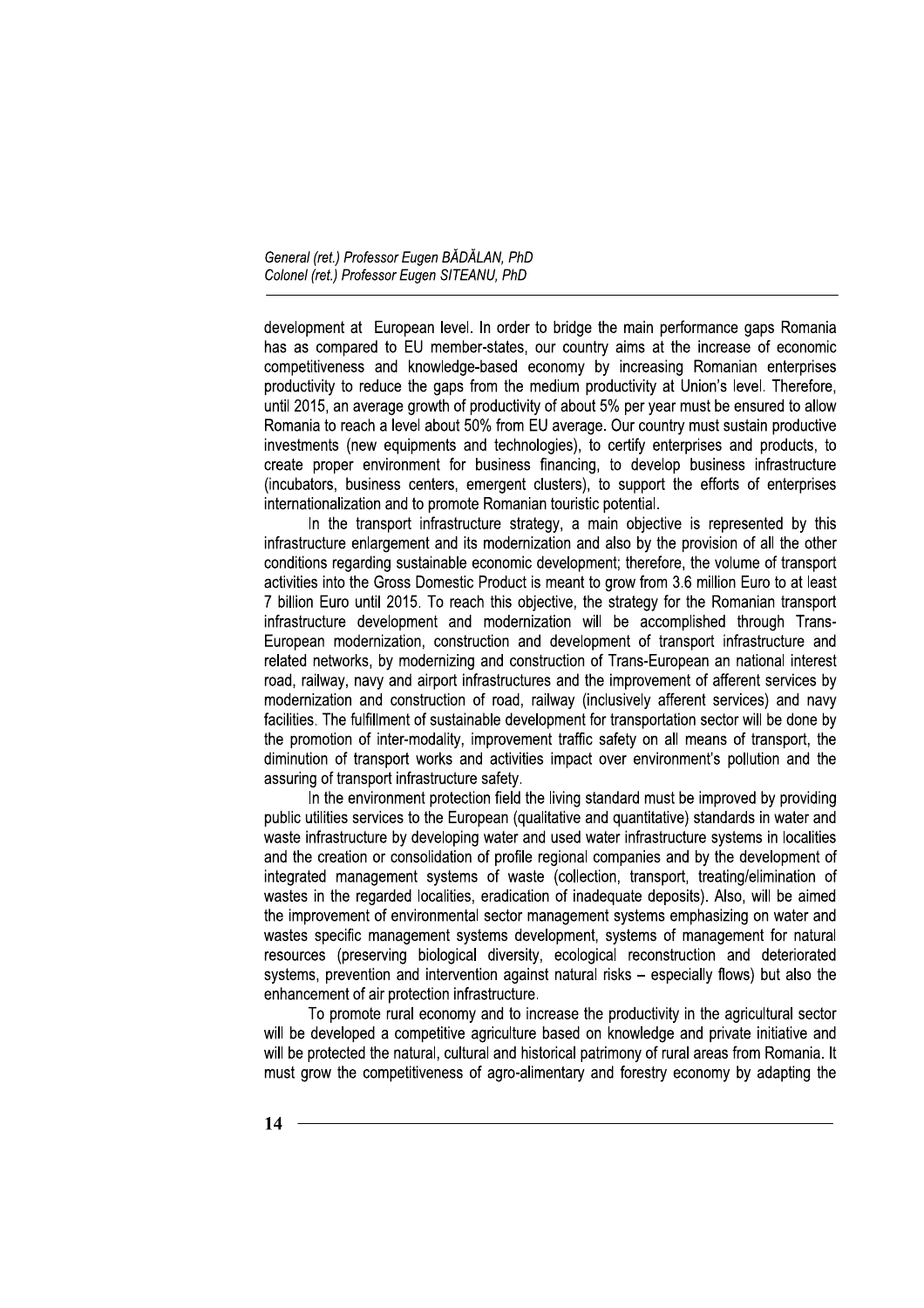development at European level. In order to bridge the main performance gaps Romania has as compared to EU member-states, our country aims at the increase of economic competitiveness and knowledge-based economy by increasing Romanian enterprises productivity to reduce the gaps from the medium productivity at Union's level. Therefore, until 2015, an average growth of productivity of about 5% per year must be ensured to allow Romania to reach a level about 50% from EU average. Our country must sustain productive investments (new equipments and technologies), to certify enterprises and products, to create proper environment for business financing, to develop business infrastructure (incubators, business centers, emergent clusters), to support the efforts of enterprises internationalization and to promote Romanian touristic potential.

In the transport infrastructure strategy, a main objective is represented by this infrastructure enlargement and its modernization and also by the provision of all the other conditions regarding sustainable economic development; therefore, the volume of transport activities into the Gross Domestic Product is meant to grow from 3.6 million Euro to at least 7 billion Euro until 2015. To reach this objective, the strategy for the Romanian transport infrastructure development and modernization will be accomplished through Trans-European modernization, construction and development of transport infrastructure and related networks, by modernizing and construction of Trans-European an national interest road, railway, navy and airport infrastructures and the improvement of afferent services by modernization and construction of road, railway (inclusively afferent services) and navy facilities. The fulfillment of sustainable development for transportation sector will be done by the promotion of inter-modality, improvement traffic safety on all means of transport, the diminution of transport works and activities impact over environment's pollution and the assuring of transport infrastructure safety.

In the environment protection field the living standard must be improved by providing public utilities services to the European (qualitative and quantitative) standards in water and waste infrastructure by developing water and used water infrastructure systems in localities and the creation or consolidation of profile regional companies and by the development of integrated management systems of waste (collection, transport, treating/elimination of wastes in the regarded localities, eradication of inadequate deposits). Also, will be aimed the improvement of environmental sector management systems emphasizing on water and wastes specific management systems development, systems of management for natural resources (preserving biological diversity, ecological reconstruction and deteriorated systems, prevention and intervention against natural risks – especially flows) but also the enhancement of air protection infrastructure.

To promote rural economy and to increase the productivity in the agricultural sector will be developed a competitive agriculture based on knowledge and private initiative and will be protected the natural, cultural and historical patrimony of rural areas from Romania. It must grow the competitiveness of agro-alimentary and forestry economy by adapting the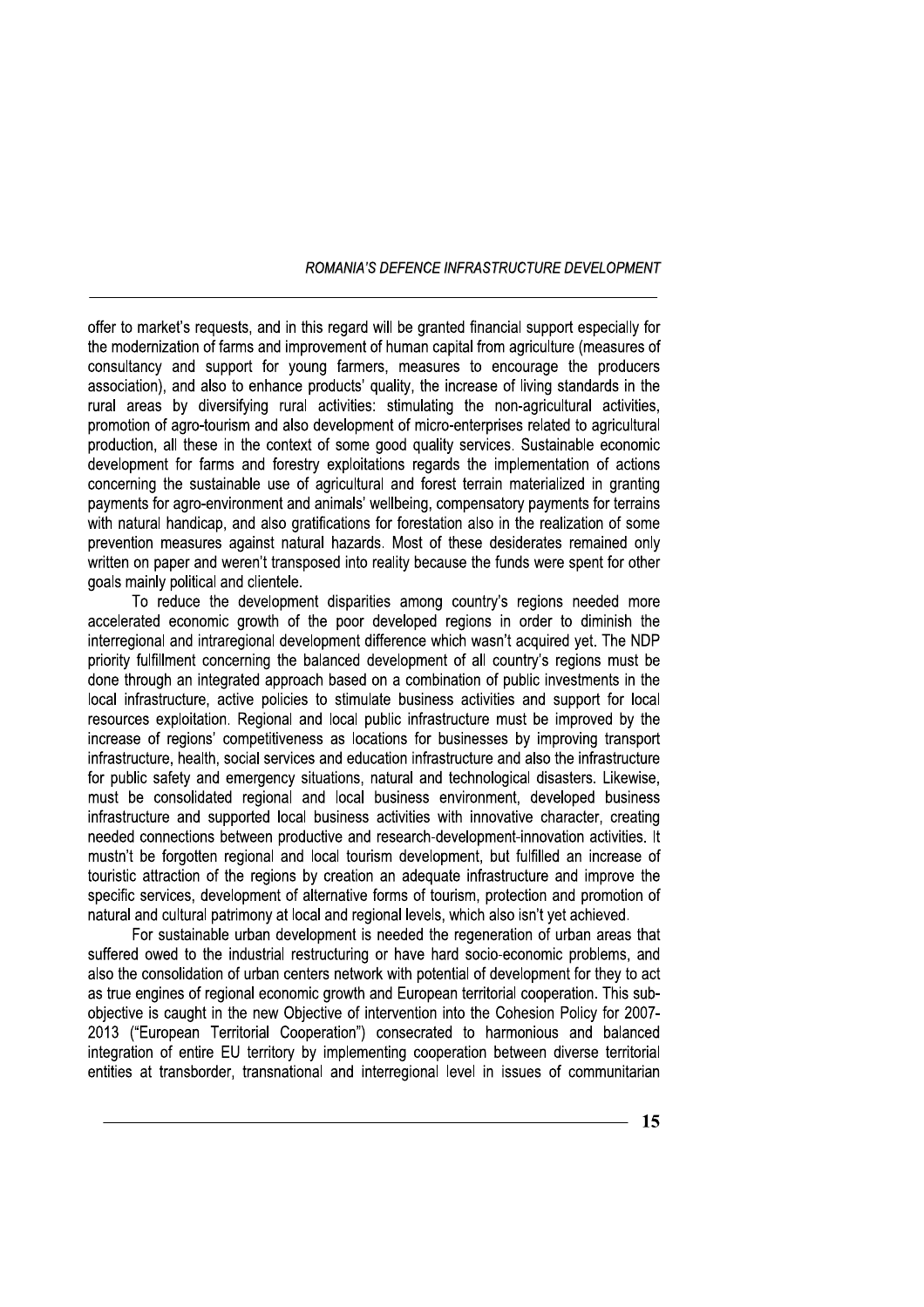offer to market's requests, and in this regard will be granted financial support especially for the modernization of farms and improvement of human capital from agriculture (measures of consultancy and support for young farmers, measures to encourage the producers association), and also to enhance products' quality, the increase of living standards in the rural areas by diversifying rural activities: stimulating the non-agricultural activities, promotion of agro-tourism and also development of micro-enterprises related to agricultural production, all these in the context of some good quality services. Sustainable economic development for farms and forestry exploitations regards the implementation of actions concerning the sustainable use of agricultural and forest terrain materialized in granting payments for agro-environment and animals' wellbeing, compensatory payments for terrains with natural handicap, and also gratifications for forestation also in the realization of some prevention measures against natural hazards. Most of these desiderates remained only written on paper and weren't transposed into reality because the funds were spent for other goals mainly political and clientele.

To reduce the development disparities among country's regions needed more accelerated economic growth of the poor developed regions in order to diminish the interregional and intraregional development difference which wasn't acquired yet. The NDP priority fulfillment concerning the balanced development of all country's regions must be done through an integrated approach based on a combination of public investments in the local infrastructure, active policies to stimulate business activities and support for local resources exploitation. Regional and local public infrastructure must be improved by the increase of regions' competitiveness as locations for businesses by improving transport infrastructure, health, social services and education infrastructure and also the infrastructure for public safety and emergency situations, natural and technological disasters. Likewise, must be consolidated regional and local business environment, developed business infrastructure and supported local business activities with innovative character, creating needed connections between productive and research-development-innovation activities. It mustn't be forgotten regional and local tourism development, but fulfilled an increase of touristic attraction of the regions by creation an adequate infrastructure and improve the specific services, development of alternative forms of tourism, protection and promotion of natural and cultural patrimony at local and regional levels, which also isn't yet achieved.

For sustainable urban development is needed the regeneration of urban areas that suffered owed to the industrial restructuring or have hard socio-economic problems, and also the consolidation of urban centers network with potential of development for they to act as true engines of regional economic growth and European territorial cooperation. This sub-objective is caught in the new Objective of intervention into the Cohesion Policy for 2007-2013 ("European Territorial Cooperation") consecrated to harmonious and balanced integration of entire EU territory by implementing cooperation between diverse territorial entities at transborder, transnational and interregional level in issues of communitarian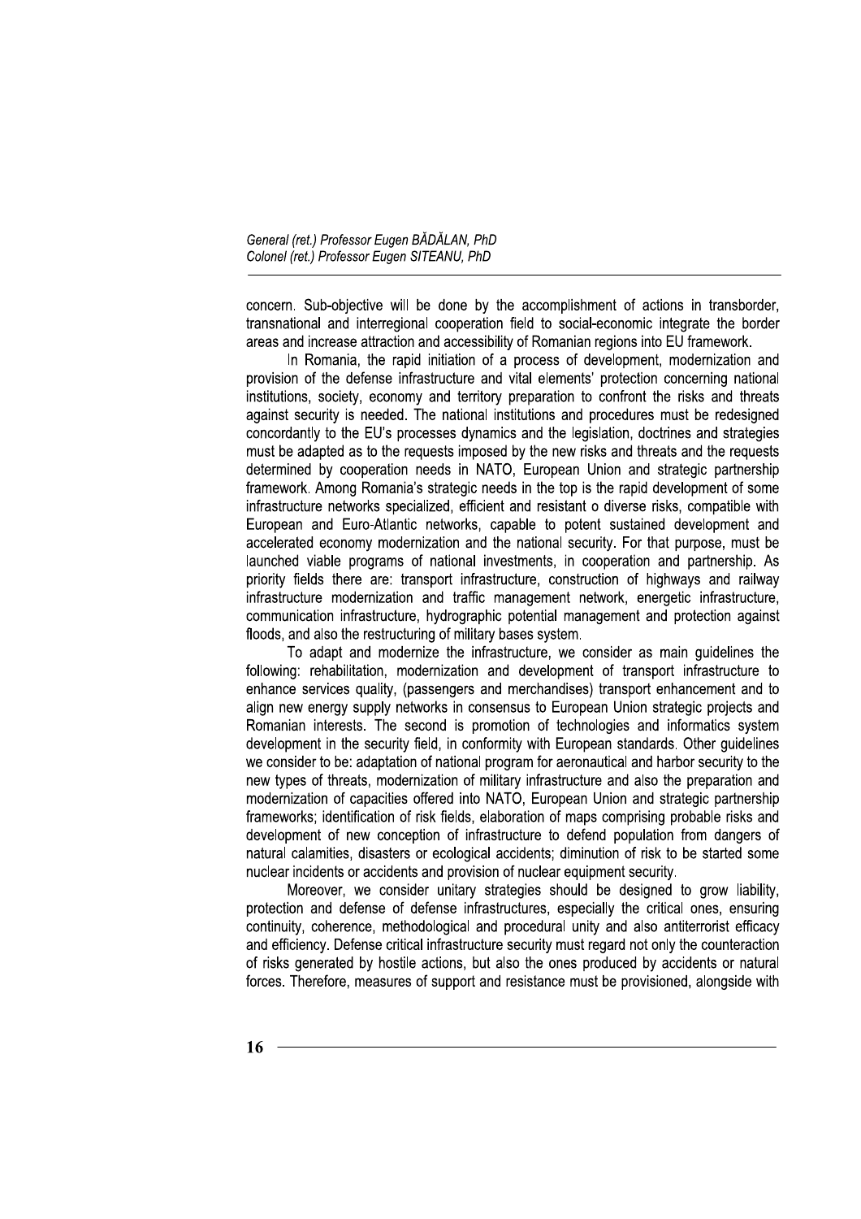concern. Sub-objective will be done by the accomplishment of actions in transborder, transnational and interregional cooperation field to social-economic integrate the border areas and increase attraction and accessibility of Romanian regions into EU framework.

In Romania, the rapid initiation of a process of development, modernization and provision of the defense infrastructure and vital elements' protection concerning national institutions, society, economy and territory preparation to confront the risks and threats against security is needed. The national institutions and procedures must be redesigned concordantly to the EU's processes dynamics and the legislation, doctrines and strategies must be adapted as to the requests imposed by the new risks and threats and the requests determined by cooperation needs in NATO, European Union and strategic partnership framework. Among Romania's strategic needs in the top is the rapid development of some infrastructure networks specialized, efficient and resistant o diverse risks, compatible with European and Euro-Atlantic networks, capable to potent sustained development and accelerated economy modernization and the national security. For that purpose, must be launched viable programs of national investments, in cooperation and partnership. As priority fields there are: transport infrastructure, construction of highways and railway infrastructure modernization and traffic management network, energetic infrastructure, communication infrastructure, hydrographic potential management and protection against floods, and also the restructuring of military bases system.

To adapt and modernize the infrastructure, we consider as main guidelines the following: rehabilitation, modernization and development of transport infrastructure to enhance services quality, (passengers and merchandises) transport enhancement and to align new energy supply networks in consensus to European Union strategic projects and Romanian interests. The second is promotion of technologies and informatics system development in the security field, in conformity with European standards. Other guidelines we consider to be: adaptation of national program for aeronautical and harbor security to the new types of threats, modernization of military infrastructure and also the preparation and modernization of capacities offered into NATO, European Union and strategic partnership frameworks; identification of risk fields, elaboration of maps comprising probable risks and development of new conception of infrastructure to defend population from dangers of natural calamities, disasters or ecological accidents; diminution of risk to be started some nuclear incidents or accidents and provision of nuclear equipment security.

Moreover, we consider unitary strategies should be designed to grow liability, protection and defense of defense infrastructures, especially the critical ones, ensuring continuity, coherence, methodological and procedural unity and also antiterrorist efficacy and efficiency. Defense critical infrastructure security must regard not only the counteraction of risks generated by hostile actions, but also the ones produced by accidents or natural forces. Therefore, measures of support and resistance must be provisioned, alongside with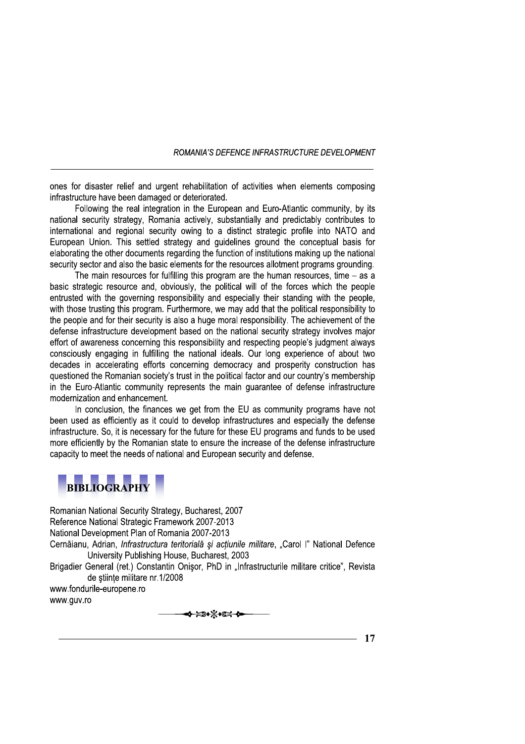ones for disaster relief and urgent rehabilitation of activities when elements composing infrastructure have been damaged or deteriorated.

Following the real integration in the European and Euro-Atlantic community, by its national security strategy, Romania actively, substantially and predictably contributes to international and regional security owing to a distinct strategic profile into NATO and European Union. This settled strategy and guidelines ground the conceptual basis for elaborating the other documents regarding the function of institutions making up the national security sector and also the basic elements for the resources allotment programs grounding.

The main resources for fulfilling this program are the human resources, time – as a basic strategic resource and, obviously, the political will of the forces which the people entrusted with the governing responsibility and especially their standing with the people, with those trusting this program. Furthermore, we may add that the political responsibility to the people and for their security is also a huge moral responsibility. The achievement of the defense infrastructure development based on the national security strategy involves major effort of awareness concerning this responsibility and respecting people's judgment always consciously engaging in fulfilling the national ideals. Our long experience of about two decades in accelerating efforts concerning democracy and prosperity construction has questioned the Romanian society's trust in the political factor and our country's membership in the Euro-Atlantic community represents the main guarantee of defense infrastructure modernization and enhancement.

In conclusion, the finances we get from the EU as community programs have not been used as efficiently as it could to develop infrastructures and especially the defense infrastructure. So, it is necessary for the future for these EU programs and funds to be used more efficiently by the Romanian state to ensure the increase of the defense infrastructure capacity to meet the needs of national and European security and defense.

## BIBLIOGRAPHY

Romanian National Security Strategy, Bucharest, 2007

Reference National Strategic Framework 2007-2013

National Development Plan of Romania 2007-2013

Cernăianu, Adrian, *Infrastructura teritorială și acțiunile militare*, „Carol I" National Defence University Publishing House, Bucharest, 2003

Brigadier General (ret.) Constantin Onişor, PhD in „Infrastructurile militare critice", Revista de științe militare nr.1/2008

www.fondurile-europene.ro

www.guv.ro